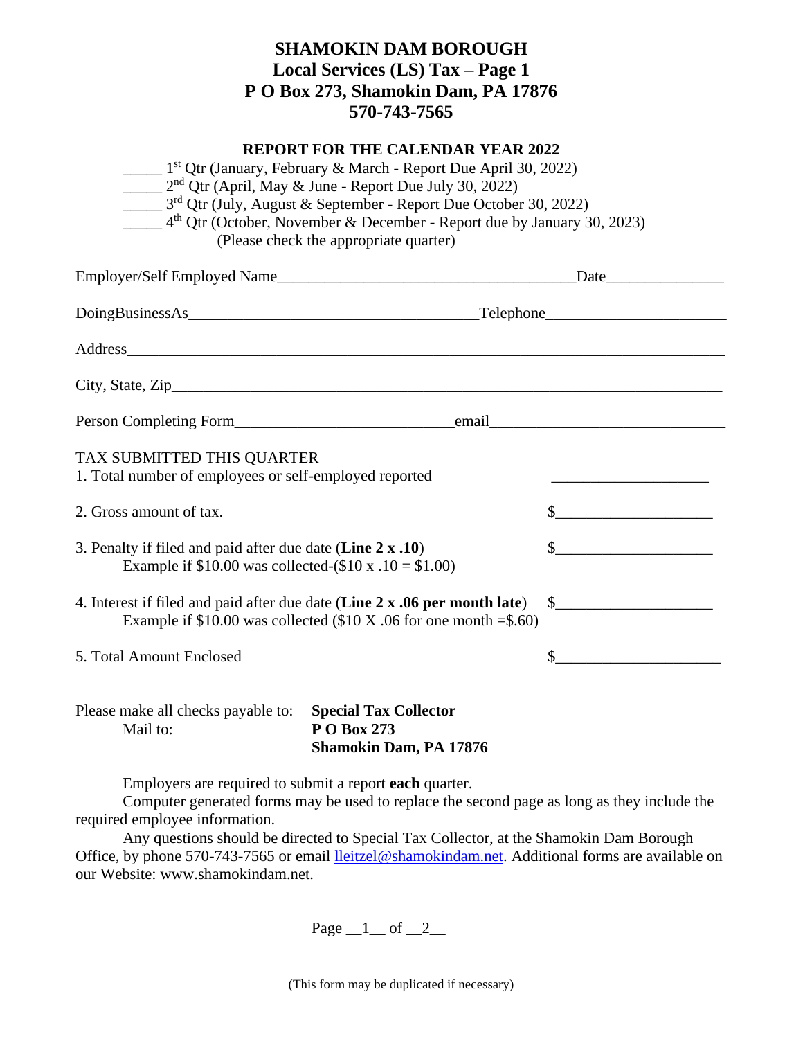# SHAMOKIN DAM BOROUGH
## Local Services (LS) Tax – Page 1
## P O Box 273, Shamokin Dam, PA 17876
## 570-743-7565

**REPORT FOR THE CALENDAR YEAR 2022**

_____ 1st Qtr (January, February & March - Report Due April 30, 2022)
_____ 2nd Qtr (April, May & June - Report Due July 30, 2022)
_____ 3rd Qtr (July, August & September - Report Due October 30, 2022)
_____ 4th Qtr (October, November & December - Report due by January 30, 2023)
(Please check the appropriate quarter)

Employer/Self Employed Name_______________________________________Date_______________

DoingBusinessAs_____________________________________Telephone______________________

Address___________________________________________________________________________

City, State, Zip_____________________________________________________________________

Person Completing Form____________________________email______________________________

TAX SUBMITTED THIS QUARTER

1. Total number of employees or self-employed reported ____________________

2. Gross amount of tax. $____________________

3. Penalty if filed and paid after due date (**Line 2 x .10**) $____________________
   Example if $10.00 was collected-($10 x .10 = $1.00)

4. Interest if filed and paid after due date (**Line 2 x .06 per month late**) $____________________
   Example if $10.00 was collected ($10 X .06 for one month =$.60)

5. Total Amount Enclosed $_____________________

Please make all checks payable to: **Special Tax Collector**
Mail to: **P O Box 273**
**Shamokin Dam, PA 17876**

Employers are required to submit a report **each** quarter.

Computer generated forms may be used to replace the second page as long as they include the required employee information.

Any questions should be directed to Special Tax Collector, at the Shamokin Dam Borough Office, by phone 570-743-7565 or email lleitzel@shamokindam.net. Additional forms are available on our Website: www.shamokindam.net.

(This form may be duplicated if necessary)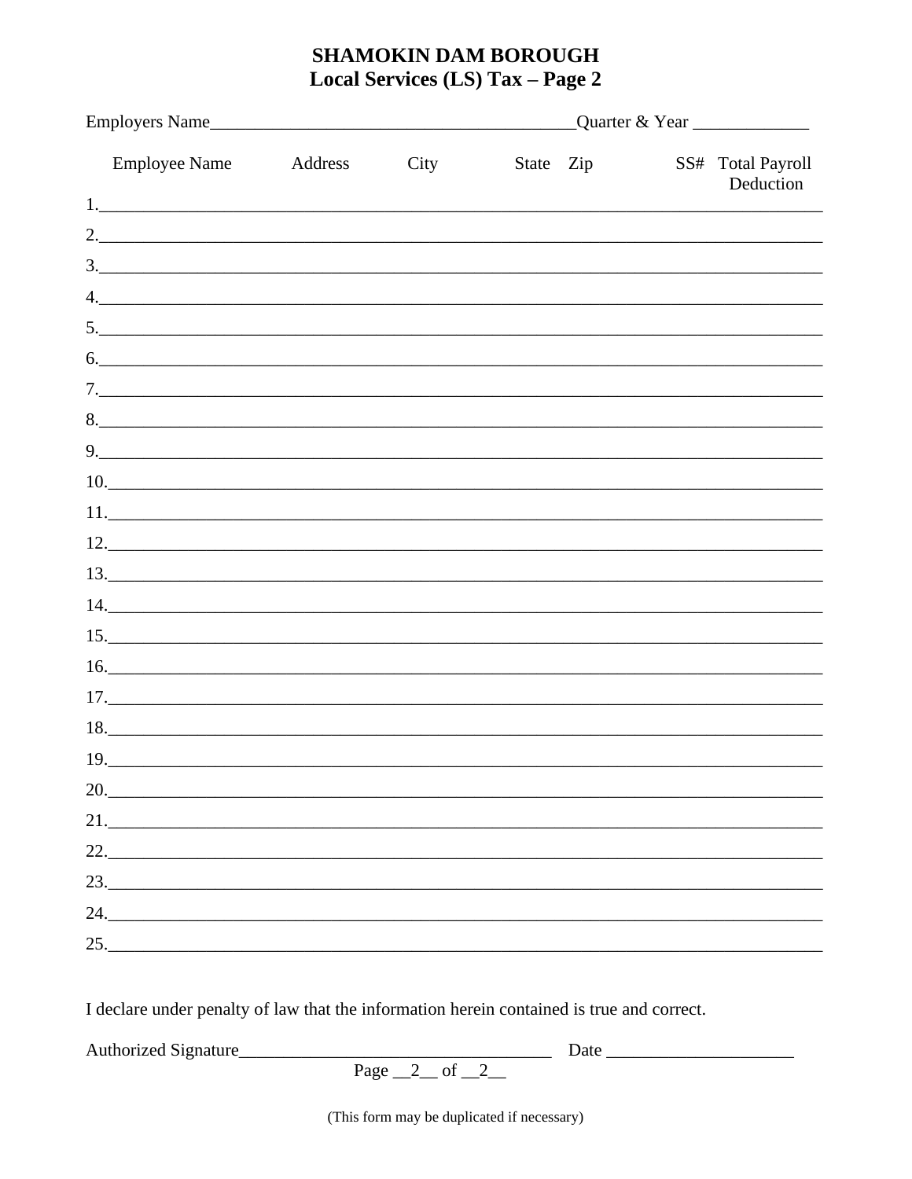# SHAMOKIN DAM BOROUGH
## Local Services (LS) Tax – Page 2

Employers Name_________________________________________Quarter & Year _____________

| Employee Name | Address | City | State | Zip | SS# | Total Payroll Deduction |
|---|---|---|---|---|---|---|
| 1. | | | | | | |
| 2. | | | | | | |
| 3. | | | | | | |
| 4. | | | | | | |
| 5. | | | | | | |
| 6. | | | | | | |
| 7. | | | | | | |
| 8. | | | | | | |
| 9. | | | | | | |
| 10. | | | | | | |
| 11. | | | | | | |
| 12. | | | | | | |
| 13. | | | | | | |
| 14. | | | | | | |
| 15. | | | | | | |
| 16. | | | | | | |
| 17. | | | | | | |
| 18. | | | | | | |
| 19. | | | | | | |
| 20. | | | | | | |
| 21. | | | | | | |
| 22. | | | | | | |
| 23. | | | | | | |
| 24. | | | | | | |
| 25. | | | | | | |

I declare under penalty of law that the information herein contained is true and correct.

Authorized Signature___________________________________ Date _____________________

Page __2__ of __2__

(This form may be duplicated if necessary)